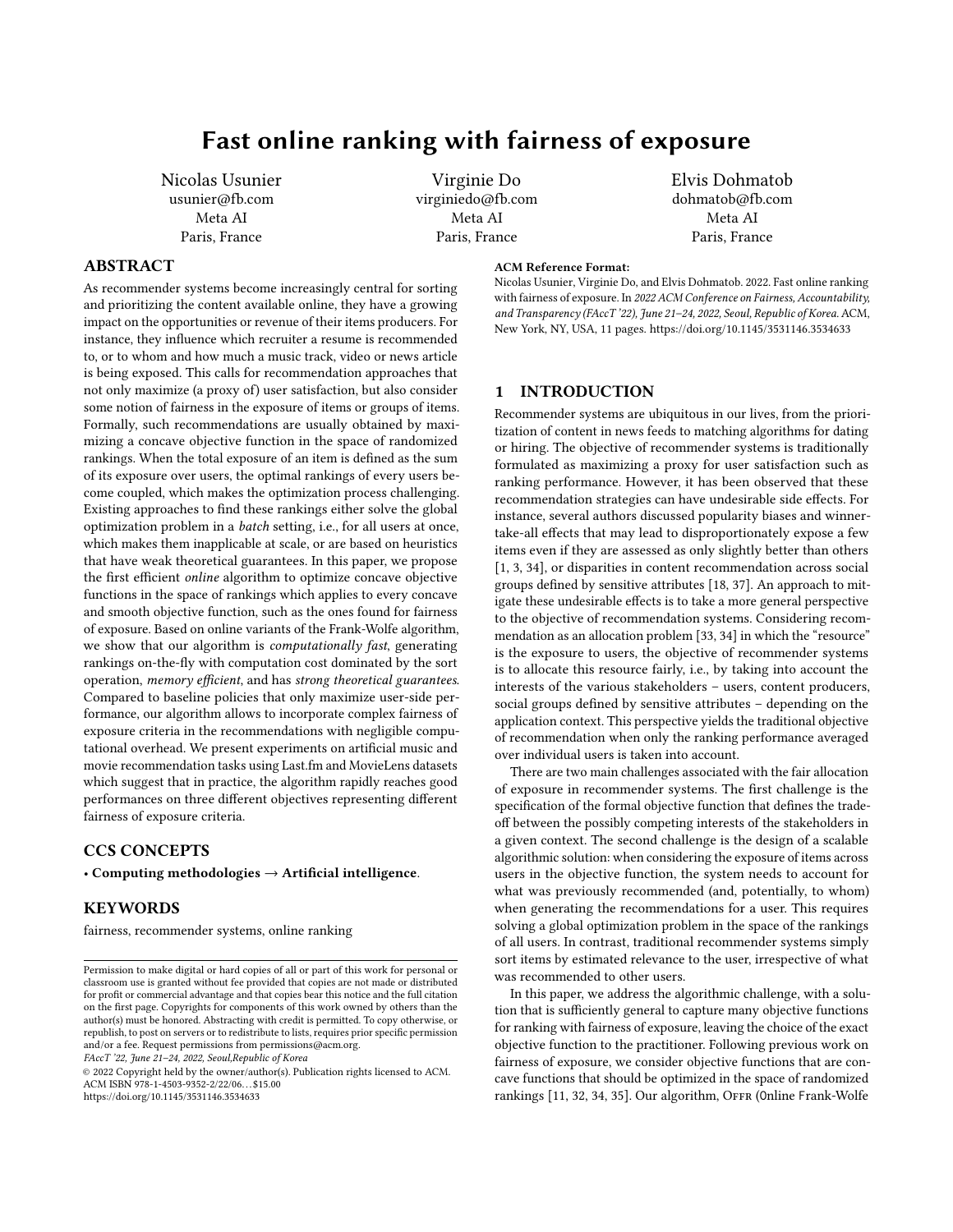# Fast online ranking with fairness of exposure

Nicolas Usunier
usunier@fb.com
Meta AI
Paris, France

Virginie Do
virginiedo@fb.com
Meta AI
Paris, France

Elvis Dohmatob
dohmatob@fb.com
Meta AI
Paris, France

## ABSTRACT

As recommender systems become increasingly central for sorting and prioritizing the content available online, they have a growing impact on the opportunities or revenue of their items producers. For instance, they influence which recruiter a resume is recommended to, or to whom and how much a music track, video or news article is being exposed. This calls for recommendation approaches that not only maximize (a proxy of) user satisfaction, but also consider some notion of fairness in the exposure of items or groups of items. Formally, such recommendations are usually obtained by maximizing a concave objective function in the space of randomized rankings. When the total exposure of an item is defined as the sum of its exposure over users, the optimal rankings of every users become coupled, which makes the optimization process challenging. Existing approaches to find these rankings either solve the global optimization problem in a *batch* setting, i.e., for all users at once, which makes them inapplicable at scale, or are based on heuristics that have weak theoretical guarantees. In this paper, we propose the first efficient *online* algorithm to optimize concave objective functions in the space of rankings which applies to every concave and smooth objective function, such as the ones found for fairness of exposure. Based on online variants of the Frank-Wolfe algorithm, we show that our algorithm is *computationally fast*, generating rankings on-the-fly with computation cost dominated by the sort operation, *memory efficient*, and has *strong theoretical guarantees*. Compared to baseline policies that only maximize user-side performance, our algorithm allows to incorporate complex fairness of exposure criteria in the recommendations with negligible computational overhead. We present experiments on artificial music and movie recommendation tasks using Last.fm and MovieLens datasets which suggest that in practice, the algorithm rapidly reaches good performances on three different objectives representing different fairness of exposure criteria.

## CCS CONCEPTS

• **Computing methodologies → Artificial intelligence**.

## KEYWORDS

fairness, recommender systems, online ranking

Permission to make digital or hard copies of all or part of this work for personal or classroom use is granted without fee provided that copies are not made or distributed for profit or commercial advantage and that copies bear this notice and the full citation on the first page. Copyrights for components of this work owned by others than the author(s) must be honored. Abstracting with credit is permitted. To copy otherwise, or republish, to post on servers or to redistribute to lists, requires prior specific permission and/or a fee. Request permissions from permissions@acm.org.
*FAccT '22, June 21–24, 2022, Seoul,Republic of Korea*
© 2022 Copyright held by the owner/author(s). Publication rights licensed to ACM.
ACM ISBN 978-1-4503-9352-2/22/06…$15.00
https://doi.org/10.1145/3531146.3534633

**ACM Reference Format:**
Nicolas Usunier, Virginie Do, and Elvis Dohmatob. 2022. Fast online ranking with fairness of exposure. In *2022 ACM Conference on Fairness, Accountability, and Transparency (FAccT '22), June 21–24, 2022, Seoul, Republic of Korea.* ACM, New York, NY, USA, 11 pages. https://doi.org/10.1145/3531146.3534633

## 1 INTRODUCTION

Recommender systems are ubiquitous in our lives, from the prioritization of content in news feeds to matching algorithms for dating or hiring. The objective of recommender systems is traditionally formulated as maximizing a proxy for user satisfaction such as ranking performance. However, it has been observed that these recommendation strategies can have undesirable side effects. For instance, several authors discussed popularity biases and winner-take-all effects that may lead to disproportionately expose a few items even if they are assessed as only slightly better than others [1, 3, 34], or disparities in content recommendation across social groups defined by sensitive attributes [18, 37]. An approach to mitigate these undesirable effects is to take a more general perspective to the objective of recommendation systems. Considering recommendation as an allocation problem [33, 34] in which the "resource" is the exposure to users, the objective of recommender systems is to allocate this resource fairly, i.e., by taking into account the interests of the various stakeholders – users, content producers, social groups defined by sensitive attributes – depending on the application context. This perspective yields the traditional objective of recommendation when only the ranking performance averaged over individual users is taken into account.

There are two main challenges associated with the fair allocation of exposure in recommender systems. The first challenge is the specification of the formal objective function that defines the trade-off between the possibly competing interests of the stakeholders in a given context. The second challenge is the design of a scalable algorithmic solution: when considering the exposure of items across users in the objective function, the system needs to account for what was previously recommended (and, potentially, to whom) when generating the recommendations for a user. This requires solving a global optimization problem in the space of the rankings of all users. In contrast, traditional recommender systems simply sort items by estimated relevance to the user, irrespective of what was recommended to other users.

In this paper, we address the algorithmic challenge, with a solution that is sufficiently general to capture many objective functions for ranking with fairness of exposure, leaving the choice of the exact objective function to the practitioner. Following previous work on fairness of exposure, we consider objective functions that are concave functions that should be optimized in the space of randomized rankings [11, 32, 34, 35]. Our algorithm, Offr (Online Frank-Wolfe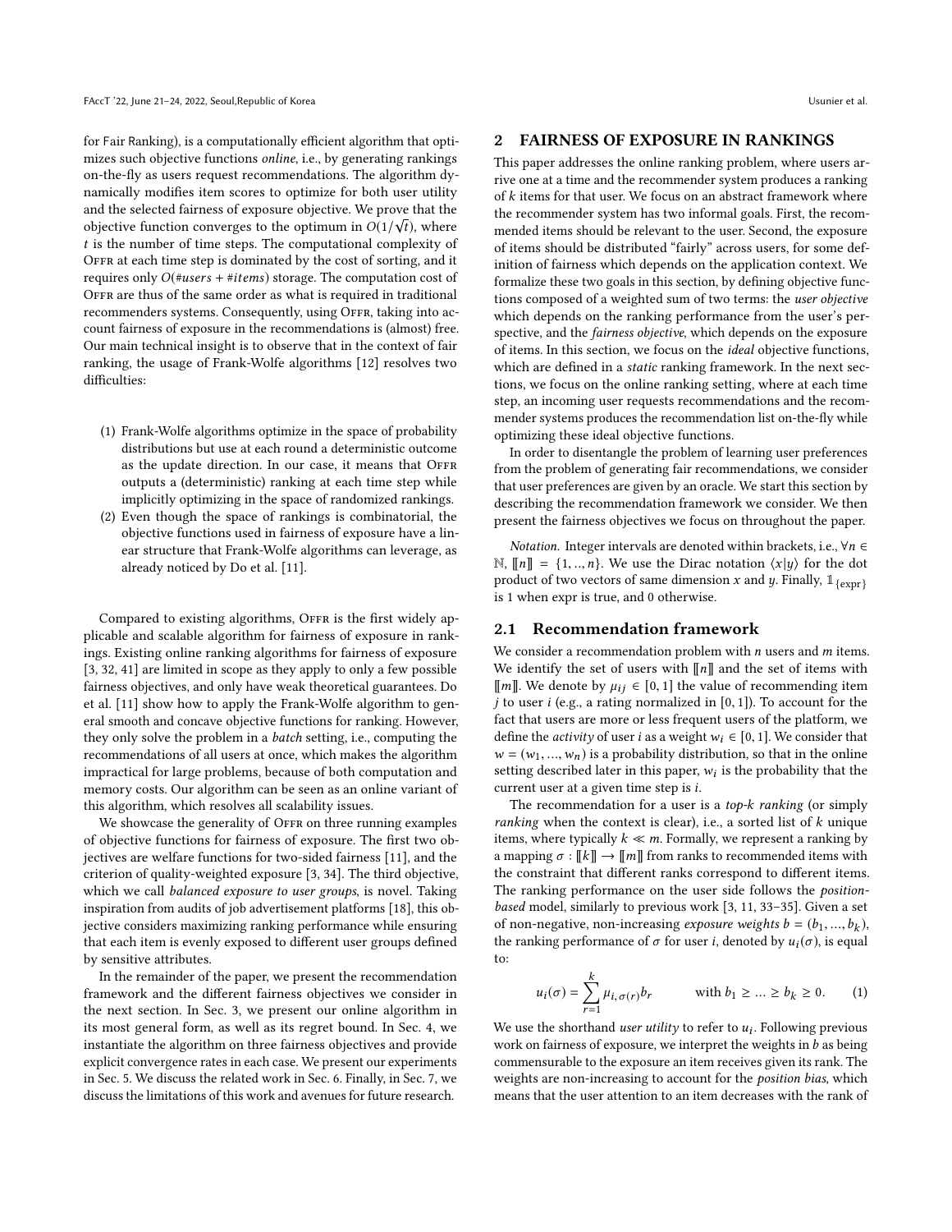for Fair Ranking), is a computationally efficient algorithm that optimizes such objective functions *online*, i.e., by generating rankings on-the-fly as users request recommendations. The algorithm dynamically modifies item scores to optimize for both user utility and the selected fairness of exposure objective. We prove that the objective function converges to the optimum in $O(1/\sqrt{t})$, where $t$ is the number of time steps. The computational complexity of Offr at each time step is dominated by the cost of sorting, and it requires only $O(\#users + \#items)$ storage. The computation cost of Offr are thus of the same order as what is required in traditional recommenders systems. Consequently, using Offr, taking into account fairness of exposure in the recommendations is (almost) free. Our main technical insight is to observe that in the context of fair ranking, the usage of Frank-Wolfe algorithms [12] resolves two difficulties:

1. Frank-Wolfe algorithms optimize in the space of probability distributions but use at each round a deterministic outcome as the update direction. In our case, it means that Offr outputs a (deterministic) ranking at each time step while implicitly optimizing in the space of randomized rankings.
2. Even though the space of rankings is combinatorial, the objective functions used in fairness of exposure have a linear structure that Frank-Wolfe algorithms can leverage, as already noticed by Do et al. [11].

Compared to existing algorithms, Offr is the first widely applicable and scalable algorithm for fairness of exposure in rankings. Existing online ranking algorithms for fairness of exposure [3, 32, 41] are limited in scope as they apply to only a few possible fairness objectives, and only have weak theoretical guarantees. Do et al. [11] show how to apply the Frank-Wolfe algorithm to general smooth and concave objective functions for ranking. However, they only solve the problem in a *batch* setting, i.e., computing the recommendations of all users at once, which makes the algorithm impractical for large problems, because of both computation and memory costs. Our algorithm can be seen as an online variant of this algorithm, which resolves all scalability issues.

We showcase the generality of Offr on three running examples of objective functions for fairness of exposure. The first two objectives are welfare functions for two-sided fairness [11], and the criterion of quality-weighted exposure [3, 34]. The third objective, which we call *balanced exposure to user groups*, is novel. Taking inspiration from audits of job advertisement platforms [18], this objective considers maximizing ranking performance while ensuring that each item is evenly exposed to different user groups defined by sensitive attributes.

In the remainder of the paper, we present the recommendation framework and the different fairness objectives we consider in the next section. In Sec. 3, we present our online algorithm in its most general form, as well as its regret bound. In Sec. 4, we instantiate the algorithm on three fairness objectives and provide explicit convergence rates in each case. We present our experiments in Sec. 5. We discuss the related work in Sec. 6. Finally, in Sec. 7, we discuss the limitations of this work and avenues for future research.

## 2 FAIRNESS OF EXPOSURE IN RANKINGS

This paper addresses the online ranking problem, where users arrive one at a time and the recommender system produces a ranking of $k$ items for that user. We focus on an abstract framework where the recommender system has two informal goals. First, the recommended items should be relevant to the user. Second, the exposure of items should be distributed "fairly" across users, for some definition of fairness which depends on the application context. We formalize these two goals in this section, by defining objective functions composed of a weighted sum of two terms: the *user objective* which depends on the ranking performance from the user's perspective, and the *fairness objective*, which depends on the exposure of items. In this section, we focus on the *ideal* objective functions, which are defined in a *static* ranking framework. In the next sections, we focus on the online ranking setting, where at each time step, an incoming user requests recommendations and the recommender systems produces the recommendation list on-the-fly while optimizing these ideal objective functions.

In order to disentangle the problem of learning user preferences from the problem of generating fair recommendations, we consider that user preferences are given by an oracle. We start this section by describing the recommendation framework we consider. We then present the fairness objectives we focus on throughout the paper.

*Notation.* Integer intervals are denoted within brackets, i.e., $\forall n \in \mathbb{N}$, $[\![n]\!] = \{1, .., n\}$. We use the Dirac notation $\langle x|y\rangle$ for the dot product of two vectors of same dimension $x$ and $y$. Finally, $\mathbb{1}_{\{\text{expr}\}}$ is 1 when expr is true, and 0 otherwise.

### 2.1 Recommendation framework

We consider a recommendation problem with $n$ users and $m$ items. We identify the set of users with $[\![n]\!]$ and the set of items with $[\![m]\!]$. We denote by $\mu_{ij} \in [0, 1]$ the value of recommending item $j$ to user $i$ (e.g., a rating normalized in $[0, 1]$). To account for the fact that users are more or less frequent users of the platform, we define the *activity* of user $i$ as a weight $w_i \in [0, 1]$. We consider that $w = (w_1, ..., w_n)$ is a probability distribution, so that in the online setting described later in this paper, $w_i$ is the probability that the current user at a given time step is $i$.

The recommendation for a user is a *top-k ranking* (or simply *ranking* when the context is clear), i.e., a sorted list of $k$ unique items, where typically $k \ll m$. Formally, we represent a ranking by a mapping $\sigma : [\![k]\!] \to [\![m]\!]$ from ranks to recommended items with the constraint that different ranks correspond to different items. The ranking performance on the user side follows the *position-based* model, similarly to previous work [3, 11, 33–35]. Given a set of non-negative, non-increasing *exposure weights* $b = (b_1, ..., b_k)$, the ranking performance of $\sigma$ for user $i$, denoted by $u_i(\sigma)$, is equal to:

$$u_i(\sigma) = \sum_{r=1}^{k} \mu_{i,\sigma(r)} b_r \qquad \text{with } b_1 \geq ... \geq b_k \geq 0. \tag{1}$$

We use the shorthand *user utility* to refer to $u_i$. Following previous work on fairness of exposure, we interpret the weights in $b$ as being commensurable to the exposure an item receives given its rank. The weights are non-increasing to account for the *position bias*, which means that the user attention to an item decreases with the rank of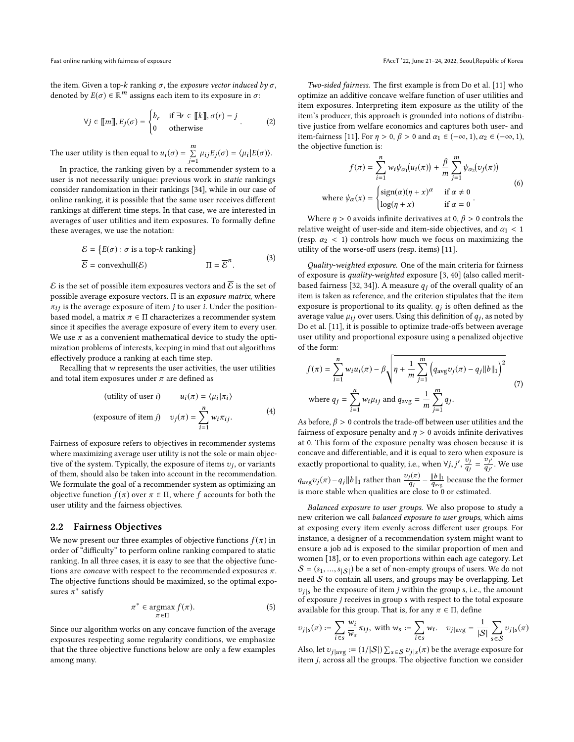the item. Given a top-$k$ ranking $\sigma$, the *exposure vector induced by* $\sigma$, denoted by $E(\sigma) \in \mathbb{R}^m$ assigns each item to its exposure in $\sigma$:

$$\forall j \in [\![m]\!], E_j(\sigma) = \begin{cases} b_r & \text{if } \exists r \in [\![k]\!], \sigma(r) = j \\ 0 & \text{otherwise} \end{cases}. \tag{2}$$

The user utility is then equal to $u_i(\sigma) = \sum_{j=1}^{m} \mu_{ij} E_j(\sigma) = \langle \mu_i | E(\sigma) \rangle$.

In practice, the ranking given by a recommender system to a user is not necessarily unique: previous work in *static* rankings consider randomization in their rankings [34], while in our case of online ranking, it is possible that the same user receives different rankings at different time steps. In that case, we are interested in averages of user utilities and item exposures. To formally define these averages, we use the notation:

$$\begin{aligned} &\mathcal{E} = \{E(\sigma) : \sigma \text{ is a top-}k \text{ ranking}\} \\ &\overline{\mathcal{E}} = \text{convexhull}(\mathcal{E}) \qquad\qquad \Pi = \overline{\mathcal{E}}^n. \end{aligned} \tag{3}$$

$\mathcal{E}$ is the set of possible item exposures vectors and $\overline{\mathcal{E}}$ is the set of possible average exposure vectors. $\Pi$ is an *exposure matrix*, where $\pi_{ij}$ is the average exposure of item $j$ to user $i$. Under the position-based model, a matrix $\pi \in \Pi$ characterizes a recommender system since it specifies the average exposure of every item to every user. We use $\pi$ as a convenient mathematical device to study the optimization problems of interests, keeping in mind that out algorithms effectively produce a ranking at each time step.

Recalling that $w$ represents the user activities, the user utilities and total item exposures under $\pi$ are defined as

$$\begin{aligned} &\text{(utility of user } i) \qquad u_i(\pi) = \langle \mu_i | \pi_i \rangle \\ &\text{(exposure of item } j) \quad v_j(\pi) = \sum_{i=1}^{n} w_i \pi_{ij}. \end{aligned} \tag{4}$$

Fairness of exposure refers to objectives in recommender systems where maximizing average user utility is not the sole or main objective of the system. Typically, the exposure of items $v_j$, or variants of them, should also be taken into account in the recommendation. We formulate the goal of a recommender system as optimizing an objective function $f(\pi)$ over $\pi \in \Pi$, where $f$ accounts for both the user utility and the fairness objectives.

## 2.2 Fairness Objectives

We now present our three examples of objective functions $f(\pi)$ in order of "difficulty" to perform online ranking compared to static ranking. In all three cases, it is easy to see that the objective functions are *concave* with respect to the recommended exposures $\pi$. The objective functions should be maximized, so the optimal exposures $\pi^*$ satisfy

$$\pi^* \in \underset{\pi \in \Pi}{\text{argmax}}\, f(\pi). \tag{5}$$

Since our algorithm works on any concave function of the average exposures respecting some regularity conditions, we emphasize that the three objective functions below are only a few examples among many.

*Two-sided fairness.* The first example is from Do et al. [11] who optimize an additive concave welfare function of user utilities and item exposures. Interpreting item exposure as the utility of the item's producer, this approach is grounded into notions of distributive justice from welfare economics and captures both user- and item-fairness [11]. For $\eta > 0$, $\beta > 0$ and $\alpha_1 \in (-\infty, 1), \alpha_2 \in (-\infty, 1)$, the objective function is:

$$\begin{aligned} &f(\pi) = \sum_{i=1}^{n} w_i \psi_{\alpha_1}\big(u_i(\pi)\big) + \frac{\beta}{m} \sum_{j=1}^{m} \psi_{\alpha_2}\big(v_j(\pi)\big) \\ &\text{where } \psi_\alpha(x) = \begin{cases} \text{sign}(\alpha)(\eta + x)^\alpha & \text{if } \alpha \neq 0 \\ \log(\eta + x) & \text{if } \alpha = 0 \end{cases}. \end{aligned} \tag{6}$$

Where $\eta > 0$ avoids infinite derivatives at 0, $\beta > 0$ controls the relative weight of user-side and item-side objectives, and $\alpha_1 < 1$ (resp. $\alpha_2 < 1$) controls how much we focus on maximizing the utility of the worse-off users (resp. items) [11].

*Quality-weighted exposure.* One of the main criteria for fairness of exposure is *quality-weighted* exposure [3, 40] (also called merit-based fairness [32, 34]). A measure $q_j$ of the overall quality of an item is taken as reference, and the criterion stipulates that the item exposure is proportional to its quality. $q_j$ is often defined as the average value $\mu_{ij}$ over users. Using this definition of $q_j$, as noted by Do et al. [11], it is possible to optimize trade-offs between average user utility and proportional exposure using a penalized objective of the form:

$$\begin{aligned} &f(\pi) = \sum_{i=1}^{n} w_i u_i(\pi) - \beta \sqrt{\eta + \frac{1}{m} \sum_{j=1}^{m} \Big(q_{\text{avg}} v_j(\pi) - q_j \|b\|_1\Big)^2} \\ &\text{where } q_j = \sum_{i=1}^{n} w_i \mu_{ij} \text{ and } q_{\text{avg}} = \frac{1}{m} \sum_{j=1}^{m} q_j. \end{aligned} \tag{7}$$

As before, $\beta > 0$ controls the trade-off between user utilities and the fairness of exposure penalty and $\eta > 0$ avoids infinite derivatives at 0. This form of the exposure penalty was chosen because it is concave and differentiable, and it is equal to zero when exposure is exactly proportional to quality, i.e., when $\forall j, j', \frac{v_j}{q_j} = \frac{v_{j'}}{q_{j'}}$. We use $q_{\text{avg}} v_j(\pi) - q_j \|b\|_1$ rather than $\frac{v_j(\pi)}{q_j} - \frac{\|b\|_1}{q_{\text{avg}}}$ because the the former is more stable when qualities are close to 0 or estimated.

*Balanced exposure to user groups.* We also propose to study a new criterion we call *balanced exposure to user groups*, which aims at exposing every item evenly across different user groups. For instance, a designer of a recommendation system might want to ensure a job ad is exposed to the similar proportion of men and women [18], or to even proportions within each age category. Let $\mathcal{S} = (s_1, ..., s_{|\mathcal{S}|})$ be a set of non-empty groups of users. We do not need $\mathcal{S}$ to contain all users, and groups may be overlapping. Let $v_{j|s}$ be the exposure of item $j$ within the group $s$, i.e., the amount of exposure $j$ receives in group $s$ with respect to the total exposure available for this group. That is, for any $\pi \in \Pi$, define

$$v_{j|s}(\pi) := \sum_{i \in s} \frac{w_i}{\overline{w}_s} \pi_{ij}, \text{ with } \overline{w}_s := \sum_{i \in s} w_i. \quad v_{j|\text{avg}} = \frac{1}{|\mathcal{S}|} \sum_{s \in \mathcal{S}} v_{j|s}(\pi)$$

Also, let $v_{j|\text{avg}} := (1/|\mathcal{S}|) \sum_{s \in \mathcal{S}} v_{j|s}(\pi)$ be the average exposure for item $j$, across all the groups. The objective function we consider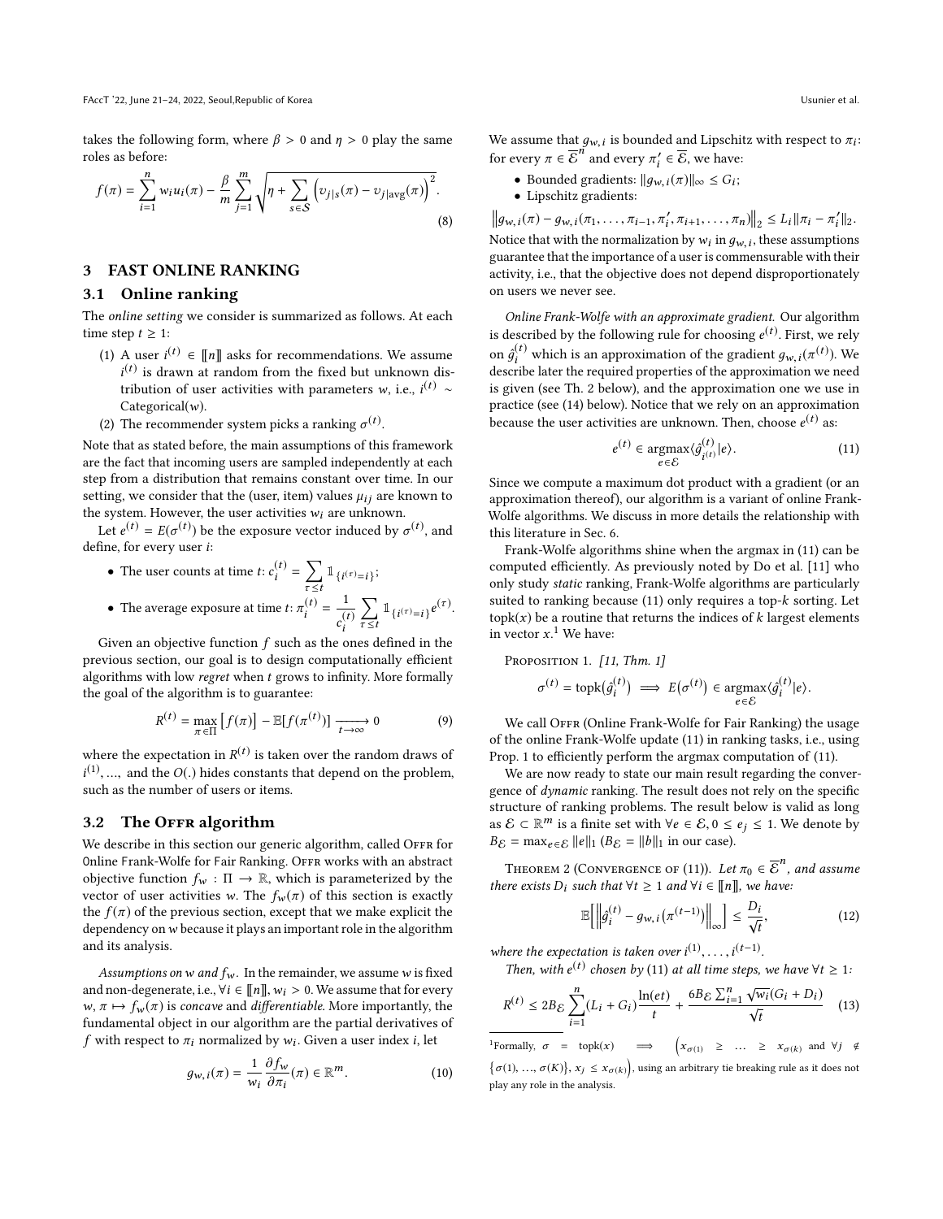takes the following form, where $\beta > 0$ and $\eta > 0$ play the same roles as before:

$$f(\pi) = \sum_{i=1}^{n} w_i u_i(\pi) - \frac{\beta}{m} \sum_{j=1}^{m} \sqrt{\eta + \sum_{s \in \mathcal{S}} \Big(v_{j|s}(\pi) - v_{j|\text{avg}}(\pi)\Big)^2}. \tag{8}$$

## 3 FAST ONLINE RANKING

### 3.1 Online ranking

The *online setting* we consider is summarized as follows. At each time step $t \geq 1$:

1. A user $i^{(t)} \in [\![n]\!]$ asks for recommendations. We assume $i^{(t)}$ is drawn at random from the fixed but unknown distribution of user activities with parameters $w$, i.e., $i^{(t)} \sim \text{Categorical}(w)$.
2. The recommender system picks a ranking $\sigma^{(t)}$.

Note that as stated before, the main assumptions of this framework are the fact that incoming users are sampled independently at each step from a distribution that remains constant over time. In our setting, we consider that the (user, item) values $\mu_{ij}$ are known to the system. However, the user activities $w_i$ are unknown.

Let $e^{(t)} = E(\sigma^{(t)})$ be the exposure vector induced by $\sigma^{(t)}$, and define, for every user $i$:

- The user counts at time $t$: $c_i^{(t)} = \sum_{\tau \leq t} \mathbb{1}_{\{i^{(\tau)}=i\}}$;
- The average exposure at time $t$: $\pi_i^{(t)} = \frac{1}{c_i^{(t)}} \sum_{\tau \leq t} \mathbb{1}_{\{i^{(\tau)}=i\}} e^{(\tau)}$.

Given an objective function $f$ such as the ones defined in the previous section, our goal is to design computationally efficient algorithms with low *regret* when $t$ grows to infinity. More formally the goal of the algorithm is to guarantee:

$$R^{(t)} = \max_{\pi \in \Pi} \big[f(\pi)\big] - \mathbb{E}[f(\pi^{(t)})] \xrightarrow[t \to \infty]{} 0 \tag{9}$$

where the expectation in $R^{(t)}$ is taken over the random draws of $i^{(1)}, \ldots,$ and the $O(.)$ hides constants that depend on the problem, such as the number of users or items.

### 3.2 The Offr algorithm

We describe in this section our generic algorithm, called Offr for Online Frank-Wolfe for Fair Ranking. Offr works with an abstract objective function $f_w : \Pi \to \mathbb{R}$, which is parameterized by the vector of user activities $w$. The $f_w(\pi)$ of this section is exactly the $f(\pi)$ of the previous section, except that we make explicit the dependency on $w$ because it plays an important role in the algorithm and its analysis.

*Assumptions on $w$ and $f_w$.* In the remainder, we assume $w$ is fixed and non-degenerate, i.e., $\forall i \in [\![n]\!], w_i > 0$. We assume that for every $w$, $\pi \mapsto f_w(\pi)$ is *concave* and *differentiable*. More importantly, the fundamental object in our algorithm are the partial derivatives of $f$ with respect to $\pi_i$ normalized by $w_i$. Given a user index $i$, let

$$g_{w,i}(\pi) = \frac{1}{w_i} \frac{\partial f_w}{\partial \pi_i}(\pi) \in \mathbb{R}^m. \tag{10}$$

We assume that $g_{w,i}$ is bounded and Lipschitz with respect to $\pi_i$: for every $\pi \in \overline{\mathcal{E}}^n$ and every $\pi_i' \in \overline{\mathcal{E}}$, we have:

- Bounded gradients: $\|g_{w,i}(\pi)\|_\infty \leq G_i$;
- Lipschitz gradients:

$$\big\|g_{w,i}(\pi) - g_{w,i}(\pi_1, \ldots, \pi_{i-1}, \pi_i', \pi_{i+1}, \ldots, \pi_n)\big\|_2 \leq L_i \|\pi_i - \pi_i'\|_2.$$

Notice that with the normalization by $w_i$ in $g_{w,i}$, these assumptions guarantee that the importance of a user is commensurable with their activity, i.e., that the objective does not depend disproportionately on users we never see.

*Online Frank-Wolfe with an approximate gradient.* Our algorithm is described by the following rule for choosing $e^{(t)}$. First, we rely on $\hat{g}_i^{(t)}$ which is an approximation of the gradient $g_{w,i}(\pi^{(t)})$. We describe later the required properties of the approximation we need is given (see Th. 2 below), and the approximation one we use in practice (see (14) below). Notice that we rely on an approximation because the user activities are unknown. Then, choose $e^{(t)}$ as:

$$e^{(t)} \in \underset{e \in \mathcal{E}}{\text{argmax}} \langle \hat{g}_{i^{(t)}}^{(t)} | e \rangle. \tag{11}$$

Since we compute a maximum dot product with a gradient (or an approximation thereof), our algorithm is a variant of online Frank-Wolfe algorithms. We discuss in more details the relationship with this literature in Sec. 6.

Frank-Wolfe algorithms shine when the argmax in (11) can be computed efficiently. As previously noted by Do et al. [11] who only study *static* ranking, Frank-Wolfe algorithms are particularly suited to ranking because (11) only requires a top-$k$ sorting. Let $\text{topk}(x)$ be a routine that returns the indices of $k$ largest elements in vector $x$.[1] We have:

Proposition 1. *[11, Thm. 1]*

$$\sigma^{(t)} = \text{topk}(\hat{g}_i^{(t)}) \implies E(\sigma^{(t)}) \in \underset{e \in \mathcal{E}}{\text{argmax}} \langle \hat{g}_i^{(t)} | e \rangle.$$

We call Offr (Online Frank-Wolfe for Fair Ranking) the usage of the online Frank-Wolfe update (11) in ranking tasks, i.e., using Prop. 1 to efficiently perform the argmax computation of (11).

We are now ready to state our main result regarding the convergence of *dynamic* ranking. The result does not rely on the specific structure of ranking problems. The result below is valid as long as $\mathcal{E} \subset \mathbb{R}^m$ is a finite set with $\forall e \in \mathcal{E}, 0 \leq e_j \leq 1$. We denote by $B_{\mathcal{E}} = \max_{e \in \mathcal{E}} \|e\|_1$ ($B_{\mathcal{E}} = \|b\|_1$ in our case).

Theorem 2 (Convergence of (11)). *Let $\pi_0 \in \overline{\mathcal{E}}^n$, and assume there exists $D_i$ such that $\forall t \geq 1$ and $\forall i \in [\![n]\!]$, we have:*

$$\mathbb{E}\Big[\Big\|\hat{g}_i^{(t)} - g_{w,i}\big(\pi^{(t-1)}\big)\Big\|_\infty\Big] \leq \frac{D_i}{\sqrt{t}}, \tag{12}$$

*where the expectation is taken over $i^{(1)}, \ldots, i^{(t-1)}$.*

*Then, with $e^{(t)}$ chosen by (11) at all time steps, we have $\forall t \geq 1$:*

$$R^{(t)} \leq 2B_{\mathcal{E}} \sum_{i=1}^{n} (L_i + G_i) \frac{\ln(et)}{t} + \frac{6B_{\mathcal{E}} \sum_{i=1}^{n} \sqrt{w_i}(G_i + D_i)}{\sqrt{t}} \tag{13}$$

---

[1] Formally, $\sigma = \text{topk}(x) \implies \Big(x_{\sigma(1)} \geq \ldots \geq x_{\sigma(k)}$ and $\forall j \notin \{\sigma(1), \ldots, \sigma(K)\}, x_j \leq x_{\sigma(k)}\Big)$, using an arbitrary tie breaking rule as it does not play any role in the analysis.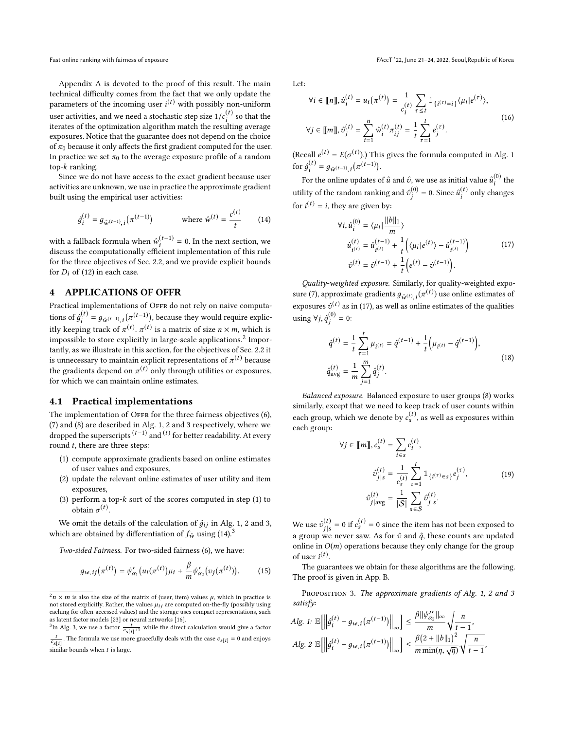Appendix A is devoted to the proof of this result. The main technical difficulty comes from the fact that we only update the parameters of the incoming user $i^{(t)}$ with possibly non-uniform user activities, and we need a stochastic step size $1/c_i^{(t)}$ so that the iterates of the optimization algorithm match the resulting average exposures. Notice that the guarantee does not depend on the choice of $\pi_0$ because it only affects the first gradient computed for the user. In practice we set $\pi_0$ to the average exposure profile of a random top-$k$ ranking.

Since we do not have access to the exact gradient because user activities are unknown, we use in practice the approximate gradient built using the empirical user activities:

$$\hat{g}_i^{(t)} = g_{\hat{w}^{(t-1)},i}\big(\pi^{(t-1)}\big) \qquad \text{where } \hat{w}^{(t)} = \frac{c^{(t)}}{t} \tag{14}$$

with a fallback formula when $\hat{w}_i^{(t-1)} = 0$. In the next section, we discuss the computationally efficient implementation of this rule for the three objectives of Sec. 2.2, and we provide explicit bounds for $D_i$ of (12) in each case.

## 4 APPLICATIONS OF OFFR

Practical implementations of Offr do not rely on naive computations of $\hat{g}_i^{(t)} = g_{\hat{w}^{(t-1)},i}\big(\pi^{(t-1)}\big)$, because they would require explicitly keeping track of $\pi^{(t)}$. $\pi^{(t)}$ is a matrix of size $n \times m$, which is impossible to store explicitly in large-scale applications.[2] Importantly, as we illustrate in this section, for the objectives of Sec. 2.2 it is unnecessary to maintain explicit representations of $\pi^{(t)}$ because the gradients depend on $\pi^{(t)}$ only through utilities or exposures, for which we can maintain online estimates.

### 4.1 Practical implementations

The implementation of Offr for the three fairness objectives (6), (7) and (8) are described in Alg. 1, 2 and 3 respectively, where we dropped the superscripts $^{(t-1)}$ and $^{(t)}$ for better readability. At every round $t$, there are three steps:

1. compute approximate gradients based on online estimates of user values and exposures,
2. update the relevant online estimates of user utility and item exposures,
3. perform a top-$k$ sort of the scores computed in step (1) to obtain $\sigma^{(t)}$.

We omit the details of the calculation of $\hat{g}_{ij}$ in Alg. 1, 2 and 3, which are obtained by differentiation of $f_{\hat{w}}$ using (14).[3]

*Two-sided Fairness.* For two-sided fairness (6), we have:

$$g_{w,ij}\big(\pi^{(t)}\big) = \psi'_{\alpha_1}\big(u_i(\pi^{(t)})\mu_i + \frac{\beta}{m}\psi'_{\alpha_2}\big(v_j(\pi^{(t)})\big). \tag{15}$$

Let:

$$\forall i \in [\![n]\!], \hat{u}_i^{(t)} = u_i\big(\pi^{(t)}\big) = \frac{1}{c_i^{(t)}}\sum_{\tau \le t} \mathbb{1}_{\{i^{(\tau)}=i\}}\langle \mu_i | e^{(\tau)}\rangle,$$
$$\forall j \in [\![m]\!], \hat{v}_j^{(t)} = \sum_{i=1}^{n} \hat{w}_i^{(t)}\pi_{ij}^{(t)} = \frac{1}{t}\sum_{\tau=1}^{t} e_j^{(\tau)}. \tag{16}$$

(Recall $e^{(t)} = E(\sigma^{(t)})$.) This gives the formula computed in Alg. 1 for $\hat{g}_i^{(t)} = g_{\hat{w}^{(t-1)},i}\big(\pi^{(t-1)}\big)$.

For the online updates of $\hat{u}$ and $\hat{v}$, we use as initial value $\hat{u}_i^{(0)}$ the utility of the random ranking and $\hat{v}_j^{(0)} = 0$. Since $\hat{u}_i^{(t)}$ only changes for $i^{(t)} = i$, they are given by:

$$\forall i, \hat{u}_i^{(0)} = \langle \mu_i | \frac{\|b\|_1}{m}\rangle$$
$$\hat{u}_{i^{(t)}}^{(t)} = \hat{u}_{i^{(t)}}^{(t-1)} + \frac{1}{t}\Big(\langle \mu_i | e^{(t)}\rangle - \hat{u}_{i^{(t)}}^{(t-1)}\Big) \tag{17}$$
$$\hat{v}^{(t)} = \hat{v}^{(t-1)} + \frac{1}{t}\Big(e^{(t)} - \hat{v}^{(t-1)}\Big).$$

*Quality-weighted exposure.* Similarly, for quality-weighted exposure (7), approximate gradients $g_{\hat{w}^{(t)},i}(\pi^{(t)})$ use online estimates of exposures $\hat{v}^{(t)}$ as in (17), as well as online estimates of the qualities using $\forall j, \hat{q}_j^{(0)} = 0$:

$$\hat{q}^{(t)} = \frac{1}{t}\sum_{\tau=1}^{t}\mu_{i^{(t)}} = \hat{q}^{(t-1)} + \frac{1}{t}\Big(\mu_{i^{(t)}} - \hat{q}^{(t-1)}\Big),$$
$$\hat{q}_{\text{avg}}^{(t)} = \frac{1}{m}\sum_{j=1}^{m}\hat{q}_j^{(t)}. \tag{18}$$

*Balanced exposure.* Balanced exposure to user groups (8) works similarly, except that we need to keep track of user counts within each group, which we denote by $c_s^{(t)}$, as well as exposures within each group:

$$\forall j \in [\![m]\!], c_s^{(t)} = \sum_{i \in s} c_i^{(t)},$$
$$\hat{v}_{j|s}^{(t)} = \frac{1}{c_s^{(t)}}\sum_{\tau=1}^{t}\mathbb{1}_{\{i^{(\tau)} \in s\}}e_j^{(\tau)}, \tag{19}$$
$$\hat{v}_{j|\text{avg}}^{(t)} = \frac{1}{|\mathcal{S}|}\sum_{s \in \mathcal{S}}\hat{v}_{j|s}^{(t)}.$$

We use $\hat{v}_{j|s}^{(t)} = 0$ if $c_s^{(t)} = 0$ since the item has not been exposed to a group we never saw. As for $\hat{v}$ and $\hat{q}$, these counts are updated online in $O(m)$ operations because they only change for the group of user $i^{(t)}$.

The guarantees we obtain for these algorithms are the following. The proof is given in App. B.

Proposition 3. *The approximate gradients of Alg. 1, 2 and 3 satisfy:*

$$\textit{Alg. 1: } \mathbb{E}\Big[\Big\|\hat{g}_i^{(t)} - g_{w,i}\big(\pi^{(t-1)}\big)\Big\|_\infty\Big] \le \frac{\beta\|\psi''_{\alpha_2}\|_\infty}{m}\sqrt{\frac{n}{t-1}},$$

$$\textit{Alg. 2 } \mathbb{E}\Big[\Big\|\hat{g}_i^{(t)} - g_{w,i}\big(\pi^{(t-1)}\big)\Big\|_\infty\Big] \le \frac{\beta\big(2 + \|b\|_1\big)^2}{m\min(\eta, \sqrt{\eta})}\sqrt{\frac{n}{t-1}},$$

---

[2] $n \times m$ is also the size of the matrix of (user, item) values $\mu$, which in practice is not stored explicitly. Rather, the values $\mu_{ij}$ are computed on-the-fly (possibly using caching for often-accessed values) and the storage uses compact representations, such as latent factor models [23] or neural networks [16].

[3] In Alg. 3, we use a factor $\frac{t}{c_{s[i]}+1}$ while the direct calculation would give a factor $\frac{t}{c_{s[i]}}$. The formula we use more gracefully deals with the case $c_{s[i]} = 0$ and enjoys similar bounds when $t$ is large.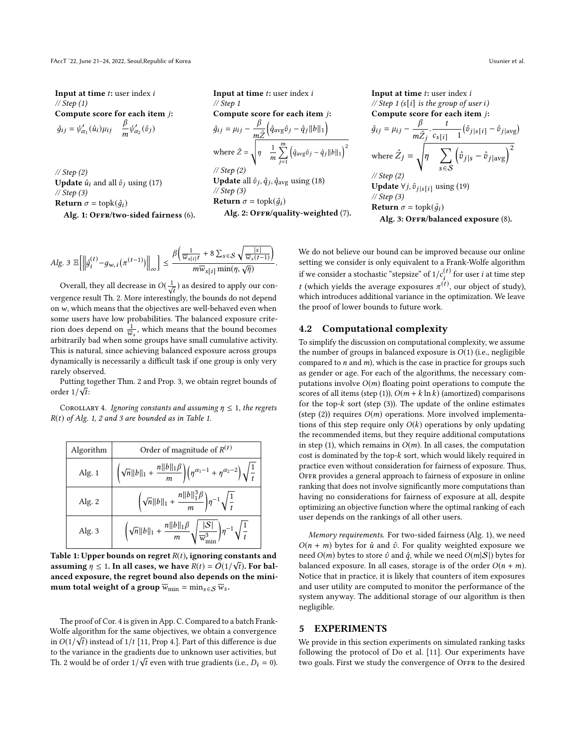**Input at time $t$:** user index $i$

*// Step (1)*

**Compute score for each item $j$:**

$$\hat{g}_{ij} = \psi'_{\alpha_1}(\hat{u}_i)\mu_{ij} \quad \frac{\beta}{m}\psi'_{\alpha_2}(\hat{v}_j)$$

*// Step (2)*

**Update** $\hat{u}_i$ and all $\hat{v}_j$ using (17)

*// Step (3)*

**Return** $\sigma = \mathrm{topk}(\hat{g}_i)$

**Alg. 1: OFFR/two-sided fairness (6).**

**Input at time $t$:** user index $i$

*// Step 1*

**Compute score for each item $j$:**

$$\hat{g}_{ij} = \mu_{ij} - \frac{\beta}{m\hat{Z}}\Big(\hat{q}_{\mathrm{avg}}\hat{v}_j - \hat{q}_j\|b\|_1\Big)$$

$$\text{where } \hat{Z} = \sqrt{\eta \quad \frac{1}{m}\sum_{j=1}^{m}\Big(\hat{q}_{\mathrm{avg}}\hat{v}_j - \hat{q}_j\|b\|_1\Big)^2}$$

*// Step (2)*

**Update** all $\hat{v}_j, \hat{q}_j, \hat{q}_{\mathrm{avg}}$ using (18)

*// Step (3)*

**Return** $\sigma = \mathrm{topk}(\hat{g}_i)$

**Alg. 2: OFFR/quality-weighted (7).**

**Input at time $t$:** user index $i$

*// Step 1 ($s[i]$ is the group of user $i$)*

**Compute score for each item $j$:**

$$\hat{g}_{ij} = \mu_{ij} - \frac{\beta}{m\hat{Z}_j}\cdot\frac{t}{c_{s[i]} \quad 1}\big(\hat{v}_{j|s[i]} - \hat{v}_{j|\mathrm{avg}}\big)$$

$$\text{where } \hat{Z}_j = \sqrt{\eta \quad \sum_{s\in\mathcal{S}}\Big(\hat{v}_{j|s} - \hat{v}_{j|\mathrm{avg}}\Big)^2}$$

*// Step (2)*

**Update** $\forall j, \hat{v}_{j|s[i]}$ using (19)

*// Step (3)*

**Return** $\sigma = \mathrm{topk}(\hat{g}_i)$

**Alg. 3: OFFR/balanced exposure (8).**

$$\textit{Alg. 3}\ \mathbb{E}\Big[\Big\|\hat{g}_i^{(t)} - g_{w,i}\big(\pi^{(t-1)}\big)\Big\|_\infty\Big] \leq \frac{\beta\Big(\frac{1}{\overline{w}_{s[i]}t} + 8\sum_{s\in\mathcal{S}}\sqrt{\frac{|s|}{\overline{w}_s(t-1)}}\Big)}{m\overline{w}_{s[i]}\min(\eta,\sqrt{\eta})}.$$

Overall, they all decrease in $O(\frac{1}{\sqrt{t}})$ as desired to apply our convergence result Th. 2. More interestingly, the bounds do not depend on $w$, which means that the objectives are well-behaved even when some users have low probabilities. The balanced exposure criterion does depend on $\frac{1}{\overline{w}_s}$, which means that the bound becomes arbitrarily bad when some groups have small cumulative activity. This is natural, since achieving balanced exposure across groups dynamically is necessarily a difficult task if one group is only very rarely observed.

Putting together Thm. 2 and Prop. 3, we obtain regret bounds of order $1/\sqrt{t}$:

Corollary 4. *Ignoring constants and assuming $\eta \leq 1$, the regrets $R(t)$ of Alg. 1, 2 and 3 are bounded as in Table 1.*

| Algorithm | Order of magnitude of $R^{(t)}$ |
|---|---|
| Alg. 1 | $\Big(\sqrt{n}\|b\|_1 + \frac{n\|b\|_1\beta}{m}\Big)\Big(\eta^{\alpha_1-1} + \eta^{\alpha_2-2}\Big)\sqrt{\frac{1}{t}}$ |
| Alg. 2 | $\Big(\sqrt{n}\|b\|_1 + \frac{n\|b\|_1^3\beta}{m}\Big)\eta^{-1}\sqrt{\frac{1}{t}}$ |
| Alg. 3 | $\Big(\sqrt{n}\|b\|_1 + \frac{n\|b\|_1\beta}{m}\sqrt{\frac{\lvert\mathcal{S}\rvert}{\overline{w}_{\min}^3}}\Big)\eta^{-1}\sqrt{\frac{1}{t}}$ |

**Table 1: Upper bounds on regret $R(t)$, ignoring constants and assuming $\eta \leq 1$. In all cases, we have $R(t) = O(1/\sqrt{t})$. For balanced exposure, the regret bound also depends on the minimum total weight of a group $\overline{w}_{\min} = \min_{s\in\mathcal{S}} \overline{w}_s$.**

The proof of Cor. 4 is given in App. C. Compared to a batch Frank-Wolfe algorithm for the same objectives, we obtain a convergence in $O(1/\sqrt{t})$ instead of $1/t$ [11, Prop 4.]. Part of this difference is due to the variance in the gradients due to unknown user activities, but Th. 2 would be of order $1/\sqrt{t}$ even with true gradients (i.e., $D_i = 0$). We do not believe our bound can be improved because our online setting we consider is only equivalent to a Frank-Wolfe algorithm if we consider a stochastic "stepsize" of $1/c_i^{(t)}$ for user $i$ at time step $t$ (which yields the average exposures $\pi^{(t)}$, our object of study), which introduces additional variance in the optimization. We leave the proof of lower bounds to future work.

## 4.2 Computational complexity

To simplify the discussion on computational complexity, we assume the number of groups in balanced exposure is $O(1)$ (i.e., negligible compared to $n$ and $m$), which is the case in practice for groups such as gender or age. For each of the algorithms, the necessary computations involve $O(m)$ floating point operations to compute the scores of all items (step (1)), $O(m + k \ln k)$ (amortized) comparisons for the top-$k$ sort (step (3)). The update of the online estimates (step (2)) requires $O(m)$ operations. More involved implementations of this step require only $O(k)$ operations by only updating the recommended items, but they require additional computations in step (1), which remains in $O(m)$. In all cases, the computation cost is dominated by the top-$k$ sort, which would likely required in practice even without consideration for fairness of exposure. Thus, OFFR provides a general approach to fairness of exposure in online ranking that does not involve significantly more computations than having no considerations for fairness of exposure at all, despite optimizing an objective function where the optimal ranking of each user depends on the rankings of all other users.

*Memory requirements.* For two-sided fairness (Alg. 1), we need $O(n + m)$ bytes for $\hat{u}$ and $\hat{v}$. For quality weighted exposure we need $O(m)$ bytes to store $\hat{v}$ and $\hat{q}$, while we need $O(m|\mathcal{S}|)$ bytes for balanced exposure. In all cases, storage is of the order $O(n + m)$. Notice that in practice, it is likely that counters of item exposures and user utility are computed to monitor the performance of the system anyway. The additional storage of our algorithm is then negligible.

# 5 EXPERIMENTS

We provide in this section experiments on simulated ranking tasks following the protocol of Do et al. [11]. Our experiments have two goals. First we study the convergence of OFFR to the desired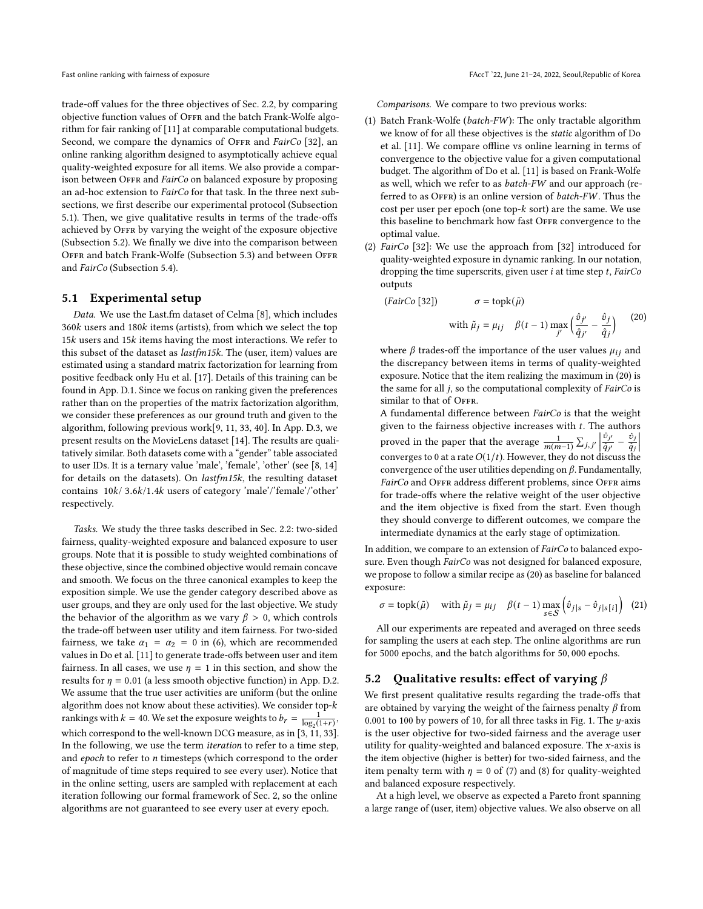trade-off values for the three objectives of Sec. 2.2, by comparing objective function values of Offr and the batch Frank-Wolfe algorithm for fair ranking of [11] at comparable computational budgets. Second, we compare the dynamics of Offr and *FairCo* [32], an online ranking algorithm designed to asymptotically achieve equal quality-weighted exposure for all items. We also provide a comparison between Offr and *FairCo* on balanced exposure by proposing an ad-hoc extension to *FairCo* for that task. In the three next subsections, we first describe our experimental protocol (Subsection 5.1). Then, we give qualitative results in terms of the trade-offs achieved by Offr by varying the weight of the exposure objective (Subsection 5.2). We finally we dive into the comparison between Offr and batch Frank-Wolfe (Subsection 5.3) and between Offr and *FairCo* (Subsection 5.4).

## 5.1 Experimental setup

*Data.* We use the Last.fm dataset of Celma [8], which includes $360k$ users and $180k$ items (artists), from which we select the top $15k$ users and $15k$ items having the most interactions. We refer to this subset of the dataset as *lastfm15k*. The (user, item) values are estimated using a standard matrix factorization for learning from positive feedback only Hu et al. [17]. Details of this training can be found in App. D.1. Since we focus on ranking given the preferences rather than on the properties of the matrix factorization algorithm, we consider these preferences as our ground truth and given to the algorithm, following previous work[9, 11, 33, 40]. In App. D.3, we present results on the MovieLens dataset [14]. The results are qualitatively similar. Both datasets come with a "gender" table associated to user IDs. It is a ternary value 'male', 'female', 'other' (see [8, 14] for details on the datasets). On *lastfm15k*, the resulting dataset contains $10k$/ $3.6k$/$1.4k$ users of category 'male'/'female'/'other' respectively.

*Tasks.* We study the three tasks described in Sec. 2.2: two-sided fairness, quality-weighted exposure and balanced exposure to user groups. Note that it is possible to study weighted combinations of these objective, since the combined objective would remain concave and smooth. We focus on the three canonical examples to keep the exposition simple. We use the gender category described above as user groups, and they are only used for the last objective. We study the behavior of the algorithm as we vary $\beta > 0$, which controls the trade-off between user utility and item fairness. For two-sided fairness, we take $\alpha_1 = \alpha_2 = 0$ in (6), which are recommended values in Do et al. [11] to generate trade-offs between user and item fairness. In all cases, we use $\eta = 1$ in this section, and show the results for $\eta = 0.01$ (a less smooth objective function) in App. D.2. We assume that the true user activities are uniform (but the online algorithm does not know about these activities). We consider top-$k$ rankings with $k = 40$. We set the exposure weights to $b_r = \frac{1}{\log_2(1+r)}$, which correspond to the well-known DCG measure, as in [3, 11, 33]. In the following, we use the term *iteration* to refer to a time step, and *epoch* to refer to $n$ timesteps (which correspond to the order of magnitude of time steps required to see every user). Notice that in the online setting, users are sampled with replacement at each iteration following our formal framework of Sec. 2, so the online algorithms are not guaranteed to see every user at every epoch.

*Comparisons.* We compare to two previous works:

1. Batch Frank-Wolfe (*batch-FW*): The only tractable algorithm we know of for all these objectives is the *static* algorithm of Do et al. [11]. We compare offline vs online learning in terms of convergence to the objective value for a given computational budget. The algorithm of Do et al. [11] is based on Frank-Wolfe as well, which we refer to as *batch-FW* and our approach (referred to as Offr) is an online version of *batch-FW*. Thus the cost per user per epoch (one top-$k$ sort) are the same. We use this baseline to benchmark how fast Offr convergence to the optimal value.
2. *FairCo* [32]: We use the approach from [32] introduced for quality-weighted exposure in dynamic ranking. In our notation, dropping the time superscrits, given user $i$ at time step $t$, *FairCo* outputs

$$(\textit{FairCo}\ [32]) \qquad \sigma = \mathrm{topk}(\tilde{\mu}) \qquad \text{with } \tilde{\mu}_j = \mu_{ij} \quad \beta(t-1)\max_{j'}\Big(\frac{\hat{v}_{j'}}{\hat{q}_{j'}} - \frac{\hat{v}_j}{\hat{q}_j}\Big) \tag{20}$$

   where $\beta$ trades-off the importance of the user values $\mu_{ij}$ and the discrepancy between items in terms of quality-weighted exposure. Notice that the item realizing the maximum in (20) is the same for all $j$, so the computational complexity of *FairCo* is similar to that of Offr.

   A fundamental difference between *FairCo* is that the weight given to the fairness objective increases with $t$. The authors proved in the paper that the average $\frac{1}{m(m-1)}\sum_{j,j'}\Big|\frac{\hat{v}_{j'}}{\hat{q}_{j'}} - \frac{\hat{v}_j}{\hat{q}_j}\Big|$ converges to 0 at a rate $O(1/t)$. However, they do not discuss the convergence of the user utilities depending on $\beta$. Fundamentally, *FairCo* and Offr address different problems, since Offr aims for trade-offs where the relative weight of the user objective and the item objective is fixed from the start. Even though they should converge to different outcomes, we compare the intermediate dynamics at the early stage of optimization.

In addition, we compare to an extension of *FairCo* to balanced exposure. Even though *FairCo* was not designed for balanced exposure, we propose to follow a similar recipe as (20) as baseline for balanced exposure:

$$\sigma = \mathrm{topk}(\tilde{\mu}) \quad \text{with } \tilde{\mu}_j = \mu_{ij} \quad \beta(t-1)\max_{s\in\mathcal{S}}\Big(\hat{v}_{j|s} - \hat{v}_{j|s[i]}\Big) \tag{21}$$

All our experiments are repeated and averaged on three seeds for sampling the users at each step. The online algorithms are run for 5000 epochs, and the batch algorithms for 50,000 epochs.

## 5.2 Qualitative results: effect of varying $\beta$

We first present qualitative results regarding the trade-offs that are obtained by varying the weight of the fairness penalty $\beta$ from 0.001 to 100 by powers of 10, for all three tasks in Fig. 1. The $y$-axis is the user objective for two-sided fairness and the average user utility for quality-weighted and balanced exposure. The $x$-axis is the item objective (higher is better) for two-sided fairness, and the item penalty term with $\eta = 0$ of (7) and (8) for quality-weighted and balanced exposure respectively.

At a high level, we observe as expected a Pareto front spanning a large range of (user, item) objective values. We also observe on all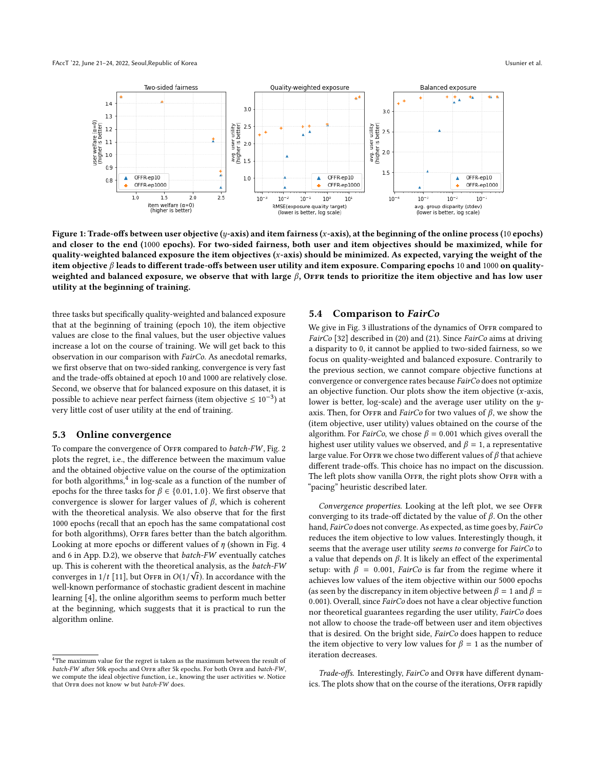Two-sided fairness

user welfare (α=0) (higher is better)

1.4 1.3 1.2 1.1 1.0 0.9 0.8

1.0 1.5 2.0 2.5

item welfare (α=0) (higher is better)

OFFR-ep10

OFFR-ep1000

Quality-weighted exposure

avg. user utility (higher is better)

3.0 2.5 2.0 1.5 1.0

$10^{-3}$ $10^{-2}$ $10^{-1}$ $10^{0}$ $10^{1}$

RMSE(exposure quality target) (lower is better, log scale)

OFFR-ep10

OFFR-ep1000

Balanced exposure

avg. user utility (higher is better)

3.0 2.5 2.0 1.5

avg. group disparity (stdev) (lower is better, log scale)

OFFR-ep10

OFFR-ep1000

**Figure 1: Trade-offs between user objective ($y$-axis) and item fairness ($x$-axis), at the beginning of the online process (10 epochs) and closer to the end (1000 epochs). For two-sided fairness, both user and item objectives should be maximized, while for quality-weighted balanced exposure the item objectives ($x$-axis) should be minimized. As expected, varying the weight of the item objective $\beta$ leads to different trade-offs between user utility and item exposure. Comparing epochs 10 and 1000 on quality-weighted and balanced exposure, we observe that with large $\beta$, Offr tends to prioritize the item objective and has low user utility at the beginning of training.**

three tasks but specifically quality-weighted and balanced exposure that at the beginning of training (epoch 10), the item objective values are close to the final values, but the user objective values increase a lot on the course of training. We will get back to this observation in our comparison with *FairCo*. As anecdotal remarks, we first observe that on two-sided ranking, convergence is very fast and the trade-offs obtained at epoch 10 and 1000 are relatively close. Second, we observe that for balanced exposure on this dataset, it is possible to achieve near perfect fairness (item objective $\leq 10^{-3}$) at very little cost of user utility at the end of training.

### 5.3 Online convergence

To compare the convergence of Offr compared to *batch-FW*, Fig. 2 plots the regret, i.e., the difference between the maximum value and the obtained objective value on the course of the optimization for both algorithms,[4] in log-scale as a function of the number of epochs for the three tasks for $\beta \in \{0.01, 1.0\}$. We first observe that convergence is slower for larger values of $\beta$, which is coherent with the theoretical analysis. We also observe that for the first 1000 epochs (recall that an epoch has the same compatational cost for both algorithms), Offr fares better than the batch algorithm. Looking at more epochs or different values of $\eta$ (shown in Fig. 4 and 6 in App. D.2), we observe that *batch-FW* eventually catches up. This is coherent with the theoretical analysis, as the *batch-FW* converges in $1/t$ [11], but Offr in $O(1/\sqrt{t})$. In accordance with the well-known performance of stochastic gradient descent in machine learning [4], the online algorithm seems to perform much better at the beginning, which suggests that it is practical to run the algorithm online.

[4]The maximum value for the regret is taken as the maximum between the result of *batch-FW* after 50k epochs and Offr after 5k epochs. For both Offr and *batch-FW*, we compute the ideal objective function, i.e., knowing the user activities $w$. Notice that Offr does not know $w$ but *batch-FW* does.

### 5.4 Comparison to *FairCo*

We give in Fig. 3 illustrations of the dynamics of Offr compared to *FairCo* [32] described in (20) and (21). Since *FairCo* aims at driving a disparity to 0, it cannot be applied to two-sided fairness, so we focus on quality-weighted and balanced exposure. Contrarily to the previous section, we cannot compare objective functions at convergence or convergence rates because *FairCo* does not optimize an objective function. Our plots show the item objective ($x$-axis, lower is better, log-scale) and the average user utility on the $y$-axis. Then, for Offr and *FairCo* for two values of $\beta$, we show the (item objective, user utility) values obtained on the course of the algorithm. For *FairCo*, we chose $\beta = 0.001$ which gives overall the highest user utility values we observed, and $\beta = 1$, a representative large value. For Offr we chose two different values of $\beta$ that achieve different trade-offs. This choice has no impact on the discussion. The left plots show vanilla Offr, the right plots show Offr with a "pacing" heuristic described later.

*Convergence properties.* Looking at the left plot, we see Offr converging to its trade-off dictated by the value of $\beta$. On the other hand, *FairCo* does not converge. As expected, as time goes by, *FairCo* reduces the item objective to low values. Interestingly though, it seems that the average user utility *seems to* converge for *FairCo* to a value that depends on $\beta$. It is likely an effect of the experimental setup: with $\beta = 0.001$, *FairCo* is far from the regime where it achieves low values of the item objective within our 5000 epochs (as seen by the discrepancy in item objective between $\beta = 1$ and $\beta = 0.001$). Overall, since *FairCo* does not have a clear objective function nor theoretical guarantees regarding the user utility, *FairCo* does not allow to choose the trade-off between user and item objectives that is desired. On the bright side, *FairCo* does happen to reduce the item objective to very low values for $\beta = 1$ as the number of iteration decreases.

*Trade-offs.* Interestingly, *FairCo* and Offr have different dynamics. The plots show that on the course of the iterations, Offr rapidly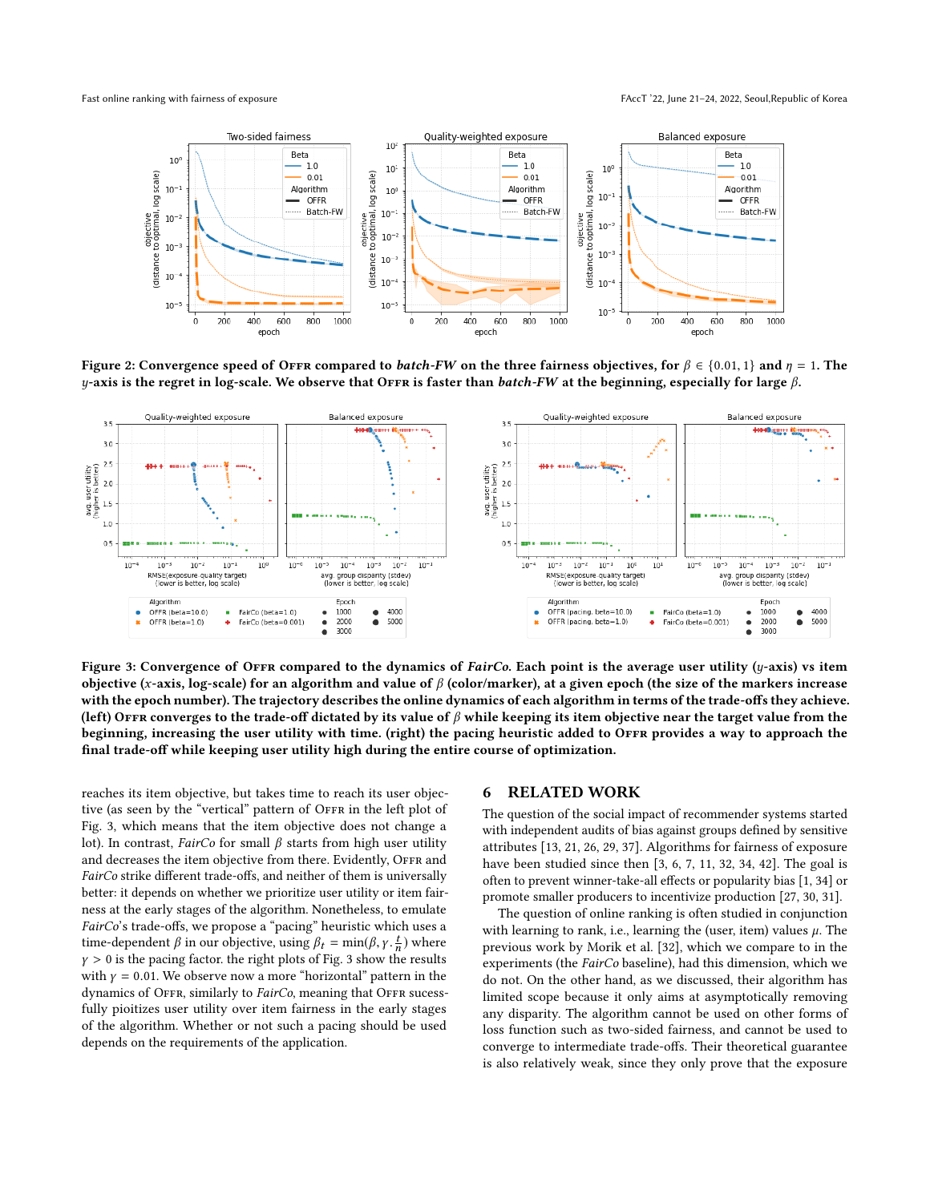Two-sided fairness

Beta
1.0
0.01
Algorithm
OFFR
Batch-FW

objective (distance to optimal, log scale)

epoch

Quality-weighted exposure

Balanced exposure

**Figure 2: Convergence speed of OFFR compared to *batch-FW* on the three fairness objectives, for $\beta \in \{0.01, 1\}$ and $\eta = 1$. The $y$-axis is the regret in log-scale. We observe that OFFR is faster than *batch-FW* at the beginning, especially for large $\beta$.**

Quality-weighted exposure

Balanced exposure

avg. user utility (higher is better)

RMSE(exposure quality target) (lower is better, log scale)

avg. group disparity (stdev) (lower is better, log scale)

Algorithm
OFFR (beta=10.0)
OFFR (beta=1.0)
FairCo (beta=1.0)
FairCo (beta=0.001)

Epoch
1000
2000
3000
4000
5000

Algorithm
OFFR (pacing, beta=10.0)
OFFR (pacing, beta=1.0)
FairCo (beta=1.0)
FairCo (beta=0.001)

**Figure 3: Convergence of OFFR compared to the dynamics of *FairCo*. Each point is the average user utility ($y$-axis) vs item objective ($x$-axis, log-scale) for an algorithm and value of $\beta$ (color/marker), at a given epoch (the size of the markers increase with the epoch number). The trajectory describes the online dynamics of each algorithm in terms of the trade-offs they achieve. (left) OFFR converges to the trade-off dictated by its value of $\beta$ while keeping its item objective near the target value from the beginning, increasing the user utility with time. (right) the pacing heuristic added to OFFR provides a way to approach the final trade-off while keeping user utility high during the entire course of optimization.**

reaches its item objective, but takes time to reach its user objective (as seen by the "vertical" pattern of OFFR in the left plot of Fig. 3, which means that the item objective does not change a lot). In contrast, *FairCo* for small $\beta$ starts from high user utility and decreases the item objective from there. Evidently, OFFR and *FairCo* strike different trade-offs, and neither of them is universally better: it depends on whether we prioritize user utility or item fairness at the early stages of the algorithm. Nonetheless, to emulate *FairCo*'s trade-offs, we propose a "pacing" heuristic added to OFFR: a time-dependent $\beta$ in our objective, using $\beta_t = \min(\beta, \gamma \cdot \frac{t}{n})$ where $\gamma > 0$ is the pacing factor. the right plots of Fig. 3 show the results with $\gamma = 0.01$. We observe now a more "horizontal" pattern in the dynamics of OFFR, similarly to *FairCo*, meaning that OFFR sucessfully pioitizes user utility over item fairness in the early stages of the algorithm. Whether or not such a pacing should be used depends on the requirements of the application.

## 6 RELATED WORK

The question of the social impact of recommender systems started with independent audits of bias against groups defined by sensitive attributes [13, 21, 26, 29, 37]. Algorithms for fairness of exposure have been studied since then [3, 6, 7, 11, 32, 34, 42]. The goal is often to prevent winner-take-all effects or popularity bias [1, 34] or promote smaller producers to incentivize production [27, 30, 31].

The question of online ranking is often studied in conjunction with learning to rank, i.e., learning the (user, item) values $\mu$. The previous work by Morik et al. [32], which we compare to in the experiments (the *FairCo* baseline), had this dimension, which we do not. On the other hand, as we discussed, their algorithm has limited scope because it only aims at asymptotically removing any disparity. The algorithm cannot be used on other forms of loss function such as two-sided fairness, and cannot be used to converge to intermediate trade-offs. Their theoretical guarantee is also relatively weak, since they only prove that the exposure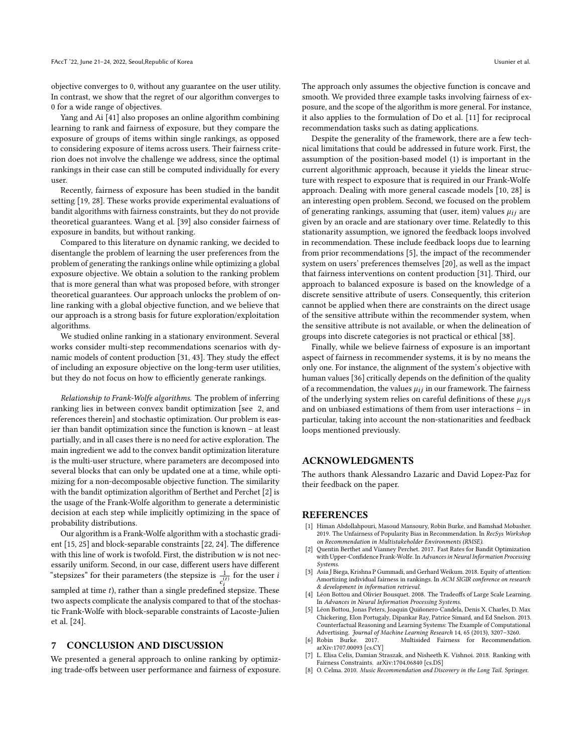objective converges to 0, without any guarantee on the user utility. In contrast, we show that the regret of our algorithm converges to 0 for a wide range of objectives.

Yang and Ai [41] also proposes an online algorithm combining learning to rank and fairness of exposure, but they compare the exposure of groups of items within single rankings, as opposed to considering exposure of items across users. Their fairness criterion does not involve the challenge we address, since the optimal rankings in their case can still be computed individually for every user.

Recently, fairness of exposure has been studied in the bandit setting [19, 28]. These works provide experimental evaluations of bandit algorithms with fairness constraints, but they do not provide theoretical guarantees. Wang et al. [39] also consider fairness of exposure in bandits, but without ranking.

Compared to this literature on dynamic ranking, we decided to disentangle the problem of learning the user preferences from the problem of generating the rankings online while optimizing a global exposure objective. We obtain a solution to the ranking problem that is more general than what was proposed before, with stronger theoretical guarantees. Our approach unlocks the problem of online ranking with a global objective function, and we believe that our approach is a strong basis for future exploration/exploitation algorithms.

We studied online ranking in a stationary environment. Several works consider multi-step recommendations scenarios with dynamic models of content production [31, 43]. They study the effect of including an exposure objective on the long-term user utilities, but they do not focus on how to efficiently generate rankings.

*Relationship to Frank-Wolfe algorithms.* The problem of inferring ranking lies in between convex bandit optimization [see 2, and references therein] and stochastic optimization. Our problem is easier than bandit optimization since the function is known – at least partially, and in all cases there is no need for active exploration. The main ingredient we add to the convex bandit optimization literature is the multi-user structure, where parameters are decomposed into several blocks that can only be updated one at a time, while optimizing for a non-decomposable objective function. The similarity with the bandit optimization algorithm of Berthet and Perchet [2] is the usage of the Frank-Wolfe algorithm to generate a deterministic decision at each step while implicitly optimizing in the space of probability distributions.

Our algorithm is a Frank-Wolfe algorithm with a stochastic gradient [15, 25] and block-separable constraints [22, 24]. The difference with this line of work is twofold. First, the distribution $w$ is not necessarily uniform. Second, in our case, different users have different "stepsizes" for their parameters (the stepsize is $\frac{1}{c_i^{(t)}}$ for the user $i$ sampled at time $t$), rather than a single predefined stepsize. These two aspects complicate the analysis compared to that of the stochastic Frank-Wolfe with block-separable constraints of Lacoste-Julien et al. [24].

## 7 CONCLUSION AND DISCUSSION

We presented a general approach to online ranking by optimizing trade-offs between user performance and fairness of exposure. The approach only assumes the objective function is concave and smooth. We provided three example tasks involving fairness of exposure, and the scope of the algorithm is more general. For instance, it also applies to the formulation of Do et al. [11] for reciprocal recommendation tasks such as dating applications.

Despite the generality of the framework, there are a few technical limitations that could be addressed in future work. First, the assumption of the position-based model (1) is important in the current algorithmic approach, because it yields the linear structure with respect to exposure that is required in our Frank-Wolfe approach. Dealing with more general cascade models [10, 28] is an interesting open problem. Second, we focused on the problem of generating rankings, assuming that (user, item) values $\mu_{ij}$ are given by an oracle and are stationary over time. Relatedly to this stationarity assumption, we ignored the feedback loops involved in recommendation. These include feedback loops due to learning from prior recommendations [5], the impact of the recommender system on users' preferences themselves [20], as well as the impact that fairness interventions on content production [31]. Third, our approach to balanced exposure is based on the knowledge of a discrete sensitive attribute of users. Consequently, this criterion cannot be applied when there are constraints on the direct usage of the sensitive attribute within the recommender system, when the sensitive attribute is not available, or when the delineation of groups into discrete categories is not practical or ethical [38].

Finally, while we believe fairness of exposure is an important aspect of fairness in recommender systems, it is by no means the only one. For instance, the alignment of the system's objective with human values [36] critically depends on the definition of the quality of a recommendation, the values $\mu_{ij}$ in our framework. The fairness of the underlying system relies on careful definitions of these $\mu_{ij}$s and on unbiased estimations of them from user interactions – in particular, taking into account the non-stationarities and feedback loops mentioned previously.

## ACKNOWLEDGMENTS

The authors thank Alessandro Lazaric and David Lopez-Paz for their feedback on the paper.

## REFERENCES

[1] Himan Abdollahpouri, Masoud Mansoury, Robin Burke, and Bamshad Mobasher. 2019. The Unfairness of Popularity Bias in Recommendation. In *RecSys Workshop on Recommendation in Multistakeholder Environments (RMSE)*.

[2] Quentin Berthet and Vianney Perchet. 2017. Fast Rates for Bandit Optimization with Upper-Confidence Frank-Wolfe. In *Advances in Neural Information Processing Systems*.

[3] Asia J Biega, Krishna P Gummadi, and Gerhard Weikum. 2018. Equity of attention: Amortizing individual fairness in rankings. In *ACM SIGIR conference on research & development in information retrieval*.

[4] Léon Bottou and Olivier Bousquet. 2008. The Tradeoffs of Large Scale Learning. In *Advances in Neural Information Processing Systems*.

[5] Léon Bottou, Jonas Peters, Joaquin Quiñonero-Candela, Denis X. Charles, D. Max Chickering, Elon Portugaly, Dipankar Ray, Patrice Simard, and Ed Snelson. 2013. Counterfactual Reasoning and Learning Systems: The Example of Computational Advertising. *Journal of Machine Learning Research* 14, 65 (2013), 3207–3260.

[6] Robin Burke. 2017. Multisided Fairness for Recommendation. arXiv:1707.00093 [cs.CY]

[7] L. Elisa Celis, Damian Straszak, and Nisheeth K. Vishnoi. 2018. Ranking with Fairness Constraints. arXiv:1704.06840 [cs.DS]

[8] O. Celma. 2010. *Music Recommendation and Discovery in the Long Tail*. Springer.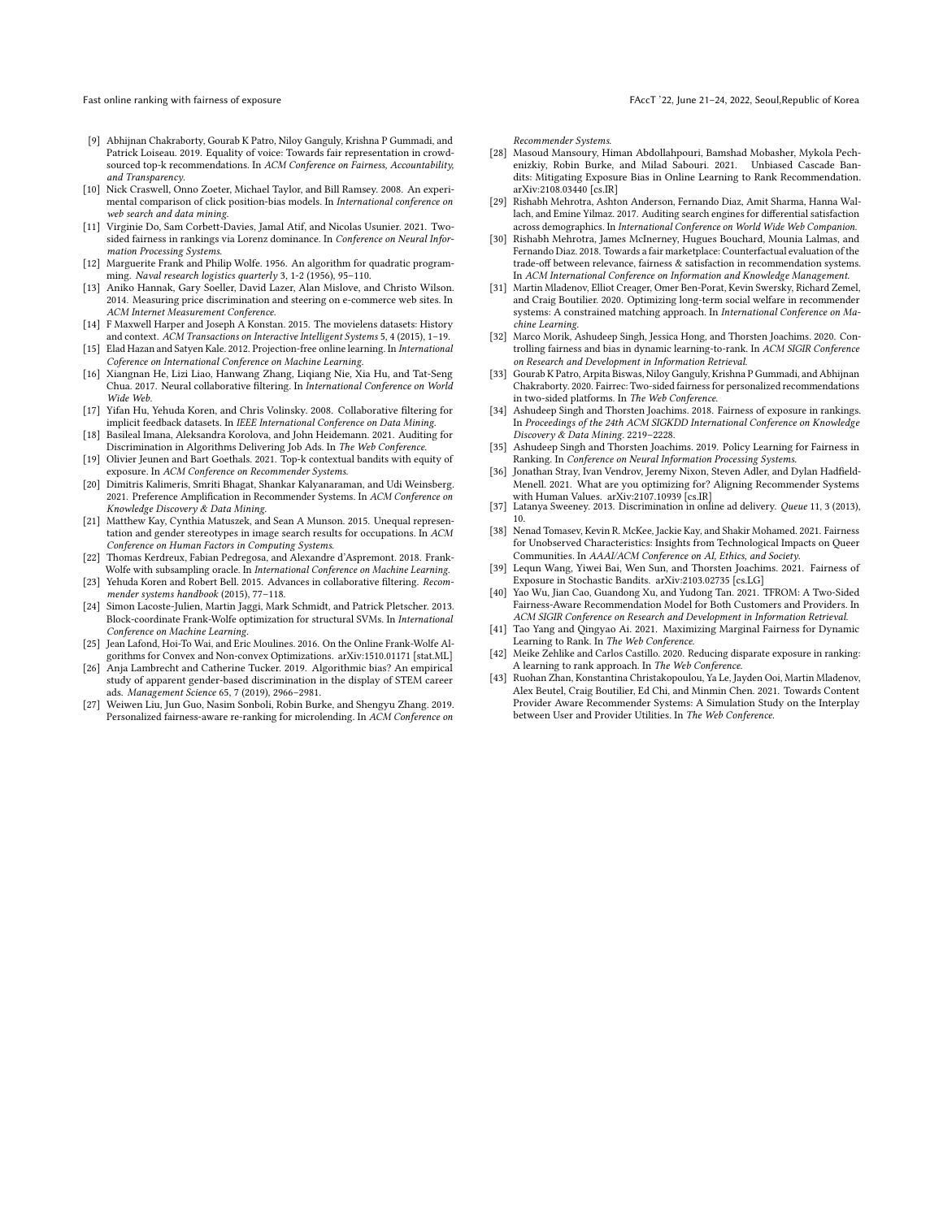[9] Abhijnan Chakraborty, Gourab K Patro, Niloy Ganguly, Krishna P Gummadi, and Patrick Loiseau. 2019. Equality of voice: Towards fair representation in crowdsourced top-k recommendations. In *ACM Conference on Fairness, Accountability, and Transparency*.

[10] Nick Craswell, Onno Zoeter, Michael Taylor, and Bill Ramsey. 2008. An experimental comparison of click position-bias models. In *International conference on web search and data mining*.

[11] Virginie Do, Sam Corbett-Davies, Jamal Atif, and Nicolas Usunier. 2021. Two-sided fairness in rankings via Lorenz dominance. In *Conference on Neural Information Processing Systems*.

[12] Marguerite Frank and Philip Wolfe. 1956. An algorithm for quadratic programming. *Naval research logistics quarterly* 3, 1-2 (1956), 95–110.

[13] Aniko Hannak, Gary Soeller, David Lazer, Alan Mislove, and Christo Wilson. 2014. Measuring price discrimination and steering on e-commerce web sites. In *ACM Internet Measurement Conference*.

[14] F Maxwell Harper and Joseph A Konstan. 2015. The movielens datasets: History and context. *ACM Transactions on Interactive Intelligent Systems* 5, 4 (2015), 1–19.

[15] Elad Hazan and Satyen Kale. 2012. Projection-free online learning. In *International Coference on International Conference on Machine Learning*.

[16] Xiangnan He, Lizi Liao, Hanwang Zhang, Liqiang Nie, Xia Hu, and Tat-Seng Chua. 2017. Neural collaborative filtering. In *International Conference on World Wide Web*.

[17] Yifan Hu, Yehuda Koren, and Chris Volinsky. 2008. Collaborative filtering for implicit feedback datasets. In *IEEE International Conference on Data Mining*.

[18] Basileal Imana, Aleksandra Korolova, and John Heidemann. 2021. Auditing for Discrimination in Algorithms Delivering Job Ads. In *The Web Conference*.

[19] Olivier Jeunen and Bart Goethals. 2021. Top-k contextual bandits with equity of exposure. In *ACM Conference on Recommender Systems*.

[20] Dimitris Kalimeris, Smriti Bhagat, Shankar Kalyanaraman, and Udi Weinsberg. 2021. Preference Amplification in Recommender Systems. In *ACM Conference on Knowledge Discovery & Data Mining*.

[21] Matthew Kay, Cynthia Matuszek, and Sean A Munson. 2015. Unequal representation and gender stereotypes in image search results for occupations. In *ACM Conference on Human Factors in Computing Systems*.

[22] Thomas Kerdreux, Fabian Pedregosa, and Alexandre d'Aspremont. 2018. Frank-Wolfe with subsampling oracle. In *International Conference on Machine Learning*.

[23] Yehuda Koren and Robert Bell. 2015. Advances in collaborative filtering. *Recommender systems handbook* (2015), 77–118.

[24] Simon Lacoste-Julien, Martin Jaggi, Mark Schmidt, and Patrick Pletscher. 2013. Block-coordinate Frank-Wolfe optimization for structural SVMs. In *International Conference on Machine Learning*.

[25] Jean Lafond, Hoi-To Wai, and Eric Moulines. 2016. On the Online Frank-Wolfe Algorithms for Convex and Non-convex Optimizations. arXiv:1510.01171 [stat.ML]

[26] Anja Lambrecht and Catherine Tucker. 2019. Algorithmic bias? An empirical study of apparent gender-based discrimination in the display of STEM career ads. *Management Science* 65, 7 (2019), 2966–2981.

[27] Weiwen Liu, Jun Guo, Nasim Sonboli, Robin Burke, and Shengyu Zhang. 2019. Personalized fairness-aware re-ranking for microlending. In *ACM Conference on Recommender Systems*.

[28] Masoud Mansoury, Himan Abdollahpouri, Bamshad Mobasher, Mykola Pechenizkiy, Robin Burke, and Milad Sabouri. 2021. Unbiased Cascade Bandits: Mitigating Exposure Bias in Online Learning to Rank Recommendation. arXiv:2108.03440 [cs.IR]

[29] Rishabh Mehrotra, Ashton Anderson, Fernando Diaz, Amit Sharma, Hanna Wallach, and Emine Yilmaz. 2017. Auditing search engines for differential satisfaction across demographics. In *International Conference on World Wide Web Companion*.

[30] Rishabh Mehrotra, James McInerney, Hugues Bouchard, Mounia Lalmas, and Fernando Diaz. 2018. Towards a fair marketplace: Counterfactual evaluation of the trade-off between relevance, fairness & satisfaction in recommendation systems. In *ACM International Conference on Information and Knowledge Management*.

[31] Martin Mladenov, Elliot Creager, Omer Ben-Porat, Kevin Swersky, Richard Zemel, and Craig Boutilier. 2020. Optimizing long-term social welfare in recommender systems: A constrained matching approach. In *International Conference on Machine Learning*.

[32] Marco Morik, Ashudeep Singh, Jessica Hong, and Thorsten Joachims. 2020. Controlling fairness and bias in dynamic learning-to-rank. In *ACM SIGIR Conference on Research and Development in Information Retrieval*.

[33] Gourab K Patro, Arpita Biswas, Niloy Ganguly, Krishna P Gummadi, and Abhijnan Chakraborty. 2020. Fairrec: Two-sided fairness for personalized recommendations in two-sided platforms. In *The Web Conference*.

[34] Ashudeep Singh and Thorsten Joachims. 2018. Fairness of exposure in rankings. In *Proceedings of the 24th ACM SIGKDD International Conference on Knowledge Discovery & Data Mining*. 2219–2228.

[35] Ashudeep Singh and Thorsten Joachims. 2019. Policy Learning for Fairness in Ranking. In *Conference on Neural Information Processing Systems*.

[36] Jonathan Stray, Ivan Vendrov, Jeremy Nixon, Steven Adler, and Dylan Hadfield-Menell. 2021. What are you optimizing for? Aligning Recommender Systems with Human Values. arXiv:2107.10939 [cs.IR]

[37] Latanya Sweeney. 2013. Discrimination in online ad delivery. *Queue* 11, 3 (2013), 10.

[38] Nenad Tomasev, Kevin R. McKee, Jackie Kay, and Shakir Mohamed. 2021. Fairness for Unobserved Characteristics: Insights from Technological Impacts on Queer Communities. In *AAAI/ACM Conference on AI, Ethics, and Society*.

[39] Lequn Wang, Yiwei Bai, Wen Sun, and Thorsten Joachims. 2021. Fairness of Exposure in Stochastic Bandits. arXiv:2103.02735 [cs.LG]

[40] Yao Wu, Jian Cao, Guandong Xu, and Yudong Tan. 2021. TFROM: A Two-Sided Fairness-Aware Recommendation Model for Both Customers and Providers. In *ACM SIGIR Conference on Research and Development in Information Retrieval*.

[41] Tao Yang and Qingyao Ai. 2021. Maximizing Marginal Fairness for Dynamic Learning to Rank. In *The Web Conference*.

[42] Meike Zehlike and Carlos Castillo. 2020. Reducing disparate exposure in ranking: A learning to rank approach. In *The Web Conference*.

[43] Ruohan Zhan, Konstantina Christakopoulou, Ya Le, Jayden Ooi, Martin Mladenov, Alex Beutel, Craig Boutilier, Ed Chi, and Minmin Chen. 2021. Towards Content Provider Aware Recommender Systems: A Simulation Study on the Interplay between User and Provider Utilities. In *The Web Conference*.